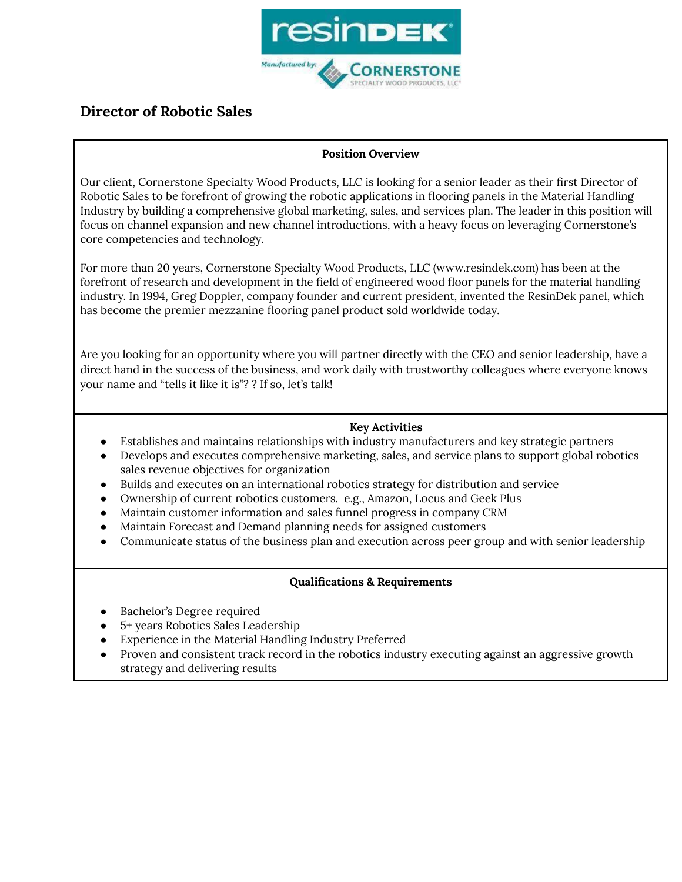# Director of Robotic Sales

**Position Overview**

Our client, Cornerstone Specialty Wood Products, LLC is looking for a senior leader as their first Director of Robotic Sales to be forefront of growing the robotic applications in flooring panels in the Material Handling Industry by building a comprehensive global marketing, sales, and services plan. The leader in this position will focus on channel expansion and new channel introductions, with a heavy focus on leveraging Cornerstone's core competencies and technology.

For more than 20 years, Cornerstone Specialty Wood Products, LLC (www.resindek.com) has been at the forefront of research and development in the field of engineered wood floor panels for the material handling industry. In 1994, Greg Doppler, company founder and current president, invented the ResinDek panel, which has become the premier mezzanine flooring panel product sold worldwide today.

Are you looking for an opportunity where you will partner directly with the CEO and senior leadership, have a direct hand in the success of the business, and work daily with trustworthy colleagues where everyone knows your name and "tells it like it is"? ? If so, let's talk!

**Key Activities**

- Establishes and maintains relationships with industry manufacturers and key strategic partners
- Develops and executes comprehensive marketing, sales, and service plans to support global robotics sales revenue objectives for organization
- Builds and executes on an international robotics strategy for distribution and service
- Ownership of current robotics customers. e.g., Amazon, Locus and Geek Plus
- Maintain customer information and sales funnel progress in company CRM
- Maintain Forecast and Demand planning needs for assigned customers
- Communicate status of the business plan and execution across peer group and with senior leadership

**Qualifications & Requirements**

- Bachelor's Degree required
- 5+ years Robotics Sales Leadership
- Experience in the Material Handling Industry Preferred
- Proven and consistent track record in the robotics industry executing against an aggressive growth strategy and delivering results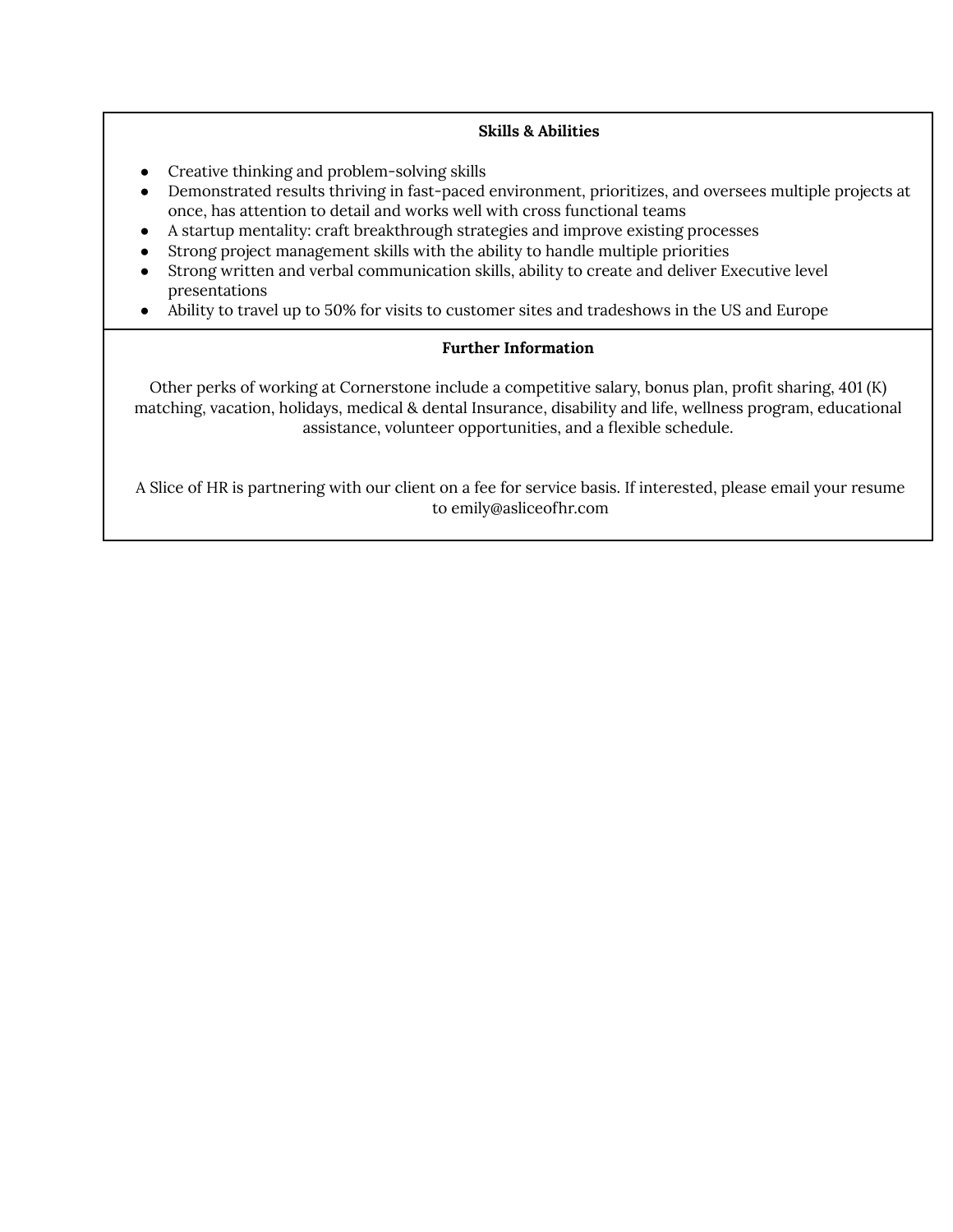## Skills & Abilities

- Creative thinking and problem-solving skills
- Demonstrated results thriving in fast-paced environment, prioritizes, and oversees multiple projects at once, has attention to detail and works well with cross functional teams
- A startup mentality: craft breakthrough strategies and improve existing processes
- Strong project management skills with the ability to handle multiple priorities
- Strong written and verbal communication skills, ability to create and deliver Executive level presentations
- Ability to travel up to 50% for visits to customer sites and tradeshows in the US and Europe

## Further Information

Other perks of working at Cornerstone include a competitive salary, bonus plan, profit sharing, 401 (K) matching, vacation, holidays, medical & dental Insurance, disability and life, wellness program, educational assistance, volunteer opportunities, and a flexible schedule.

A Slice of HR is partnering with our client on a fee for service basis. If interested, please email your resume to emily@asliceofhr.com